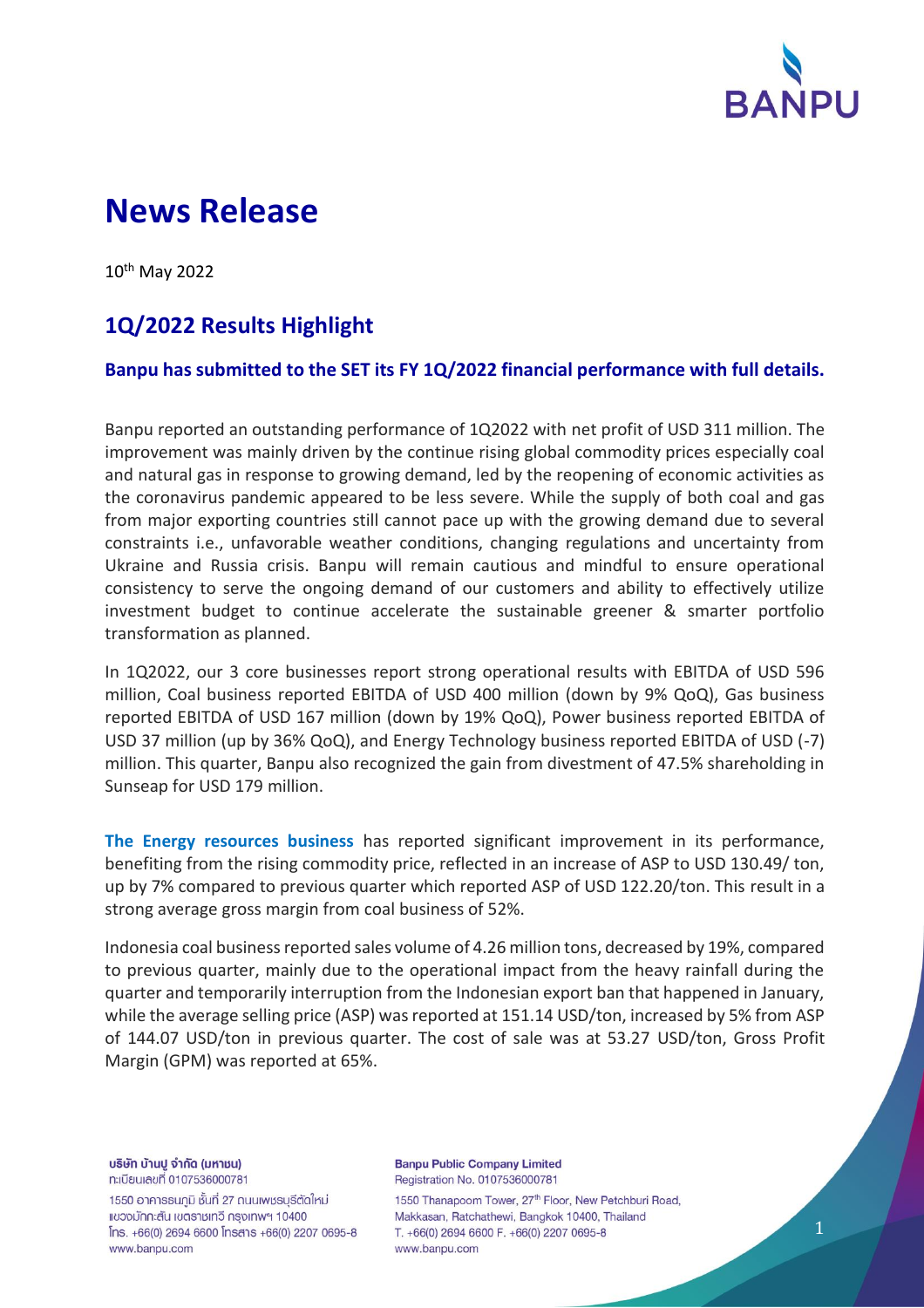# News Release

10th May 2022

## 1Q/2022 Results Highlight

### Banpu has submitted to the SET its FY 1Q/2022 financial performance with full details.

Banpu reported an outstanding performance of 1Q2022 with net profit of USD 311 million. The improvement was mainly driven by the continue rising global commodity prices especially coal and natural gas in response to growing demand, led by the reopening of economic activities as the coronavirus pandemic appeared to be less severe. While the supply of both coal and gas from major exporting countries still cannot pace up with the growing demand due to several constraints i.e., unfavorable weather conditions, changing regulations and uncertainty from Ukraine and Russia crisis. Banpu will remain cautious and mindful to ensure operational consistency to serve the ongoing demand of our customers and ability to effectively utilize investment budget to continue accelerate the sustainable greener & smarter portfolio transformation as planned.

In 1Q2022, our 3 core businesses report strong operational results with EBITDA of USD 596 million, Coal business reported EBITDA of USD 400 million (down by 9% QoQ), Gas business reported EBITDA of USD 167 million (down by 19% QoQ), Power business reported EBITDA of USD 37 million (up by 36% QoQ), and Energy Technology business reported EBITDA of USD (-7) million. This quarter, Banpu also recognized the gain from divestment of 47.5% shareholding in Sunseap for USD 179 million.

**The Energy resources business** has reported significant improvement in its performance, benefiting from the rising commodity price, reflected in an increase of ASP to USD 130.49/ ton, up by 7% compared to previous quarter which reported ASP of USD 122.20/ton. This result in a strong average gross margin from coal business of 52%.

Indonesia coal business reported sales volume of 4.26 million tons, decreased by 19%, compared to previous quarter, mainly due to the operational impact from the heavy rainfall during the quarter and temporarily interruption from the Indonesian export ban that happened in January, while the average selling price (ASP) was reported at 151.14 USD/ton, increased by 5% from ASP of 144.07 USD/ton in previous quarter. The cost of sale was at 53.27 USD/ton, Gross Profit Margin (GPM) was reported at 65%.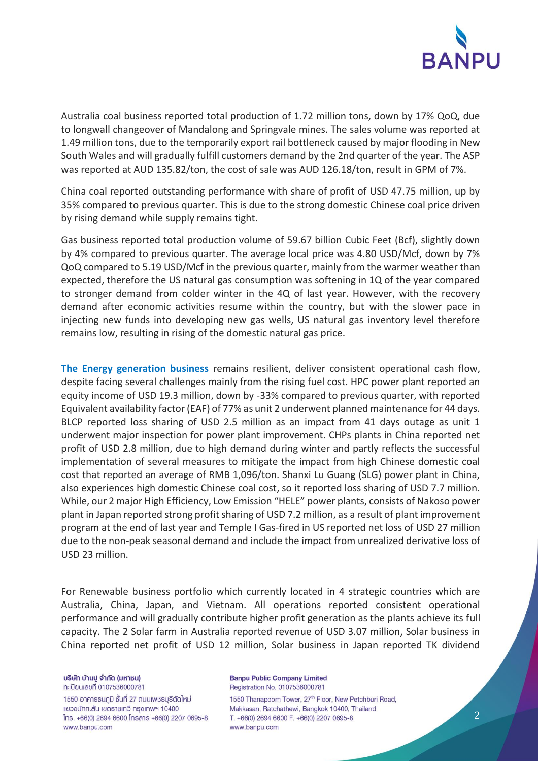Australia coal business reported total production of 1.72 million tons, down by 17% QoQ, due to longwall changeover of Mandalong and Springvale mines. The sales volume was reported at 1.49 million tons, due to the temporarily export rail bottleneck caused by major flooding in New South Wales and will gradually fulfill customers demand by the 2nd quarter of the year. The ASP was reported at AUD 135.82/ton, the cost of sale was AUD 126.18/ton, result in GPM of 7%.

China coal reported outstanding performance with share of profit of USD 47.75 million, up by 35% compared to previous quarter. This is due to the strong domestic Chinese coal price driven by rising demand while supply remains tight.

Gas business reported total production volume of 59.67 billion Cubic Feet (Bcf), slightly down by 4% compared to previous quarter. The average local price was 4.80 USD/Mcf, down by 7% QoQ compared to 5.19 USD/Mcf in the previous quarter, mainly from the warmer weather than expected, therefore the US natural gas consumption was softening in 1Q of the year compared to stronger demand from colder winter in the 4Q of last year. However, with the recovery demand after economic activities resume within the country, but with the slower pace in injecting new funds into developing new gas wells, US natural gas inventory level therefore remains low, resulting in rising of the domestic natural gas price.

**The Energy generation business** remains resilient, deliver consistent operational cash flow, despite facing several challenges mainly from the rising fuel cost. HPC power plant reported an equity income of USD 19.3 million, down by -33% compared to previous quarter, with reported Equivalent availability factor (EAF) of 77% as unit 2 underwent planned maintenance for 44 days. BLCP reported loss sharing of USD 2.5 million as an impact from 41 days outage as unit 1 underwent major inspection for power plant improvement. CHPs plants in China reported net profit of USD 2.8 million, due to high demand during winter and partly reflects the successful implementation of several measures to mitigate the impact from high Chinese domestic coal cost that reported an average of RMB 1,096/ton. Shanxi Lu Guang (SLG) power plant in China, also experiences high domestic Chinese coal cost, so it reported loss sharing of USD 7.7 million. While, our 2 major High Efficiency, Low Emission "HELE" power plants, consists of Nakoso power plant in Japan reported strong profit sharing of USD 7.2 million, as a result of plant improvement program at the end of last year and Temple I Gas-fired in US reported net loss of USD 27 million due to the non-peak seasonal demand and include the impact from unrealized derivative loss of USD 23 million.

For Renewable business portfolio which currently located in 4 strategic countries which are Australia, China, Japan, and Vietnam. All operations reported consistent operational performance and will gradually contribute higher profit generation as the plants achieve its full capacity. The 2 Solar farm in Australia reported revenue of USD 3.07 million, Solar business in China reported net profit of USD 12 million, Solar business in Japan reported TK dividend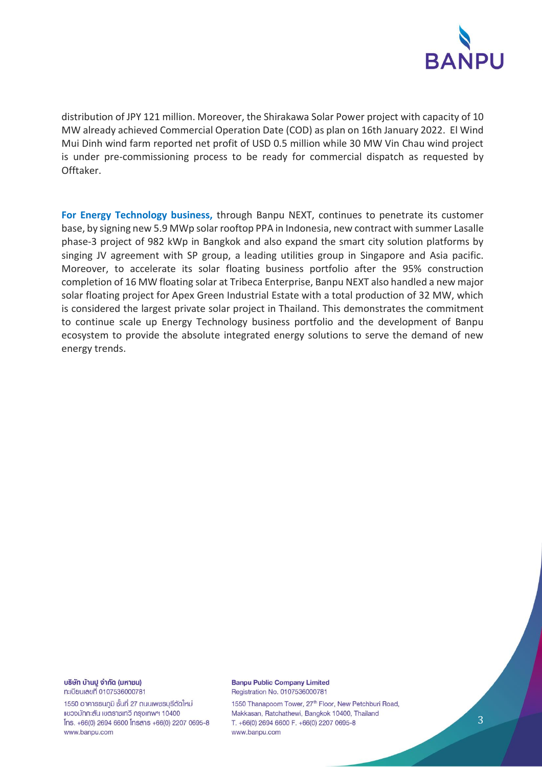distribution of JPY 121 million. Moreover, the Shirakawa Solar Power project with capacity of 10 MW already achieved Commercial Operation Date (COD) as plan on 16th January 2022. El Wind Mui Dinh wind farm reported net profit of USD 0.5 million while 30 MW Vin Chau wind project is under pre-commissioning process to be ready for commercial dispatch as requested by Offtaker.

**For Energy Technology business,** through Banpu NEXT, continues to penetrate its customer base, by signing new 5.9 MWp solar rooftop PPA in Indonesia, new contract with summer Lasalle phase-3 project of 982 kWp in Bangkok and also expand the smart city solution platforms by singing JV agreement with SP group, a leading utilities group in Singapore and Asia pacific. Moreover, to accelerate its solar floating business portfolio after the 95% construction completion of 16 MW floating solar at Tribeca Enterprise, Banpu NEXT also handled a new major solar floating project for Apex Green Industrial Estate with a total production of 32 MW, which is considered the largest private solar project in Thailand. This demonstrates the commitment to continue scale up Energy Technology business portfolio and the development of Banpu ecosystem to provide the absolute integrated energy solutions to serve the demand of new energy trends.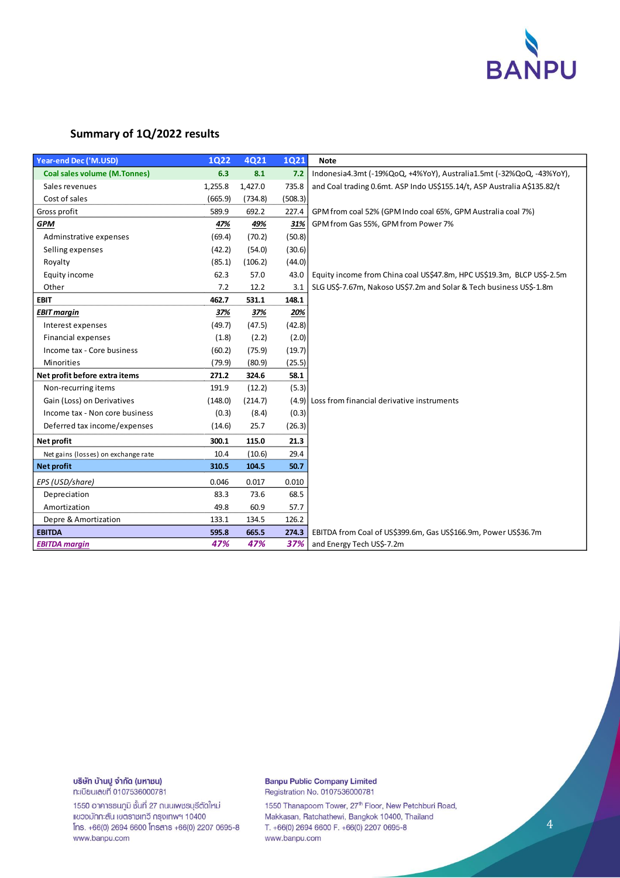## Summary of 1Q/2022 results

| Year-end Dec ('M.USD) | 1Q22 | 4Q21 | 1Q21 | Note |
|---|---|---|---|---|
| **Coal sales volume (M.Tonnes)** | **6.3** | **8.1** | **7.2** | Indonesia4.3mt (-19%QoQ, +4%YoY), Australia1.5mt (-32%QoQ, -43%YoY), |
| Sales revenues | 1,255.8 | 1,427.0 | 735.8 | and Coal trading 0.6mt. ASP Indo US$155.14/t, ASP Australia A$135.82/t |
| Cost of sales | (665.9) | (734.8) | (508.3) | |
| Gross profit | 589.9 | 692.2 | 227.4 | GPM from coal 52% (GPM Indo coal 65%, GPM Australia coal 7%) |
| ***GPM*** | ***47%*** | ***49%*** | ***31%*** | GPM from Gas 55%, GPM from Power 7% |
| Adminstrative expenses | (69.4) | (70.2) | (50.8) | |
| Selling expenses | (42.2) | (54.0) | (30.6) | |
| Royalty | (85.1) | (106.2) | (44.0) | |
| Equity income | 62.3 | 57.0 | 43.0 | Equity income from China coal US$47.8m, HPC US$19.3m, BLCP US$-2.5m |
| Other | 7.2 | 12.2 | 3.1 | SLG US$-7.67m, Nakoso US$7.2m and Solar & Tech business US$-1.8m |
| **EBIT** | **462.7** | **531.1** | **148.1** | |
| ***EBIT margin*** | ***37%*** | ***37%*** | ***20%*** | |
| Interest expenses | (49.7) | (47.5) | (42.8) | |
| Financial expenses | (1.8) | (2.2) | (2.0) | |
| Income tax - Core business | (60.2) | (75.9) | (19.7) | |
| Minorities | (79.9) | (80.9) | (25.5) | |
| **Net profit before extra items** | **271.2** | **324.6** | **58.1** | |
| Non-recurring items | 191.9 | (12.2) | (5.3) | |
| Gain (Loss) on Derivatives | (148.0) | (214.7) | (4.9) | Loss from financial derivative instruments |
| Income tax - Non core business | (0.3) | (8.4) | (0.3) | |
| Deferred tax income/expenses | (14.6) | 25.7 | (26.3) | |
| **Net profit** | **300.1** | **115.0** | **21.3** | |
| Net gains (losses) on exchange rate | 10.4 | (10.6) | 29.4 | |
| **Net profit** | **310.5** | **104.5** | **50.7** | |
| *EPS (USD/share)* | 0.046 | 0.017 | 0.010 | |
| Depreciation | 83.3 | 73.6 | 68.5 | |
| Amortization | 49.8 | 60.9 | 57.7 | |
| Depre & Amortization | 133.1 | 134.5 | 126.2 | |
| **EBITDA** | **595.8** | **665.5** | **274.3** | EBITDA from Coal of US$399.6m, Gas US$166.9m, Power US$36.7m |
| ***EBITDA margin*** | ***47%*** | ***47%*** | ***37%*** | and Energy Tech US$-7.2m |

บริษัท บ้านปู จำกัด (มหาชน)
ทะเบียนเลขที่ 0107536000781
1550 อาคารธนภูมิ ชั้นที่ 27 ถนนเพชรบุรีตัดใหม่ แขวงมักกะสัน เขตราชเทวี กรุงเทพฯ 10400
โทร. +66(0) 2694 6600 โทรสาร +66(0) 2207 0695-8
www.banpu.com

Banpu Public Company Limited
Registration No. 0107536000781
1550 Thanapoom Tower, 27th Floor, New Petchburi Road, Makkasan, Ratchathewi, Bangkok 10400, Thailand
T. +66(0) 2694 6600 F. +66(0) 2207 0695-8
www.banpu.com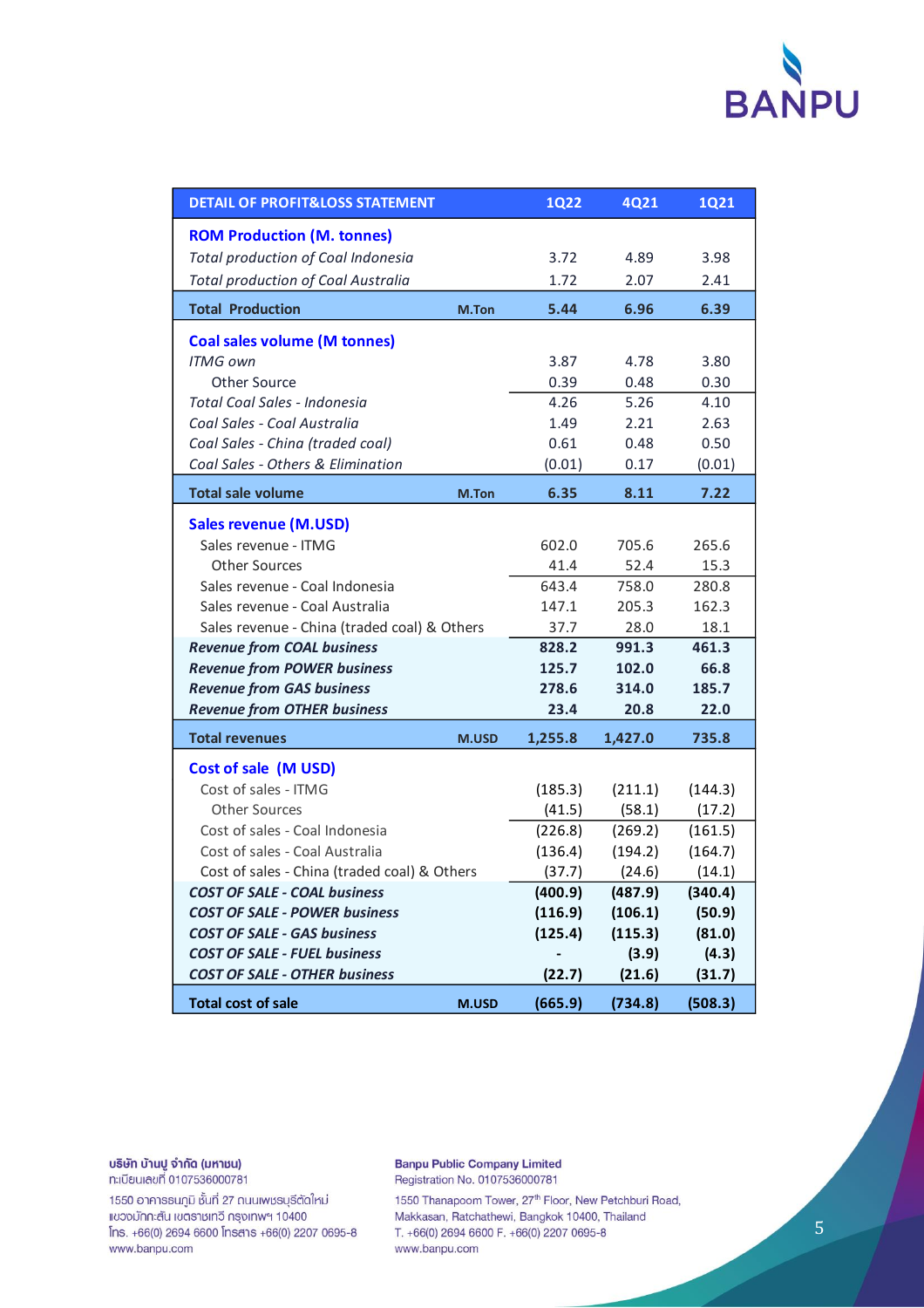| DETAIL OF PROFIT&LOSS STATEMENT | | 1Q22 | 4Q21 | 1Q21 |
|---|---|---|---|---|
| **ROM Production (M. tonnes)** | | | | |
| *Total production of Coal Indonesia* | | 3.72 | 4.89 | 3.98 |
| *Total production of Coal Australia* | | 1.72 | 2.07 | 2.41 |
| **Total Production** | **M.Ton** | **5.44** | **6.96** | **6.39** |
| **Coal sales volume (M tonnes)** | | | | |
| *ITMG own* | | 3.87 | 4.78 | 3.80 |
| Other Source | | 0.39 | 0.48 | 0.30 |
| *Total Coal Sales - Indonesia* | | 4.26 | 5.26 | 4.10 |
| *Coal Sales - Coal Australia* | | 1.49 | 2.21 | 2.63 |
| *Coal Sales - China (traded coal)* | | 0.61 | 0.48 | 0.50 |
| *Coal Sales - Others & Elimination* | | (0.01) | 0.17 | (0.01) |
| **Total sale volume** | **M.Ton** | **6.35** | **8.11** | **7.22** |
| **Sales revenue (M.USD)** | | | | |
| Sales revenue - ITMG | | 602.0 | 705.6 | 265.6 |
| Other Sources | | 41.4 | 52.4 | 15.3 |
| Sales revenue - Coal Indonesia | | 643.4 | 758.0 | 280.8 |
| Sales revenue - Coal Australia | | 147.1 | 205.3 | 162.3 |
| Sales revenue - China (traded coal) & Others | | 37.7 | 28.0 | 18.1 |
| ***Revenue from COAL business*** | | **828.2** | **991.3** | **461.3** |
| ***Revenue from POWER business*** | | **125.7** | **102.0** | **66.8** |
| ***Revenue from GAS business*** | | **278.6** | **314.0** | **185.7** |
| ***Revenue from OTHER business*** | | **23.4** | **20.8** | **22.0** |
| **Total revenues** | **M.USD** | **1,255.8** | **1,427.0** | **735.8** |
| **Cost of sale (M USD)** | | | | |
| Cost of sales - ITMG | | (185.3) | (211.1) | (144.3) |
| Other Sources | | (41.5) | (58.1) | (17.2) |
| Cost of sales - Coal Indonesia | | (226.8) | (269.2) | (161.5) |
| Cost of sales - Coal Australia | | (136.4) | (194.2) | (164.7) |
| Cost of sales - China (traded coal) & Others | | (37.7) | (24.6) | (14.1) |
| ***COST OF SALE - COAL business*** | | **(400.9)** | **(487.9)** | **(340.4)** |
| ***COST OF SALE - POWER business*** | | **(116.9)** | **(106.1)** | **(50.9)** |
| ***COST OF SALE - GAS business*** | | **(125.4)** | **(115.3)** | **(81.0)** |
| ***COST OF SALE - FUEL business*** | | **-** | **(3.9)** | **(4.3)** |
| ***COST OF SALE - OTHER business*** | | **(22.7)** | **(21.6)** | **(31.7)** |
| **Total cost of sale** | **M.USD** | **(665.9)** | **(734.8)** | **(508.3)** |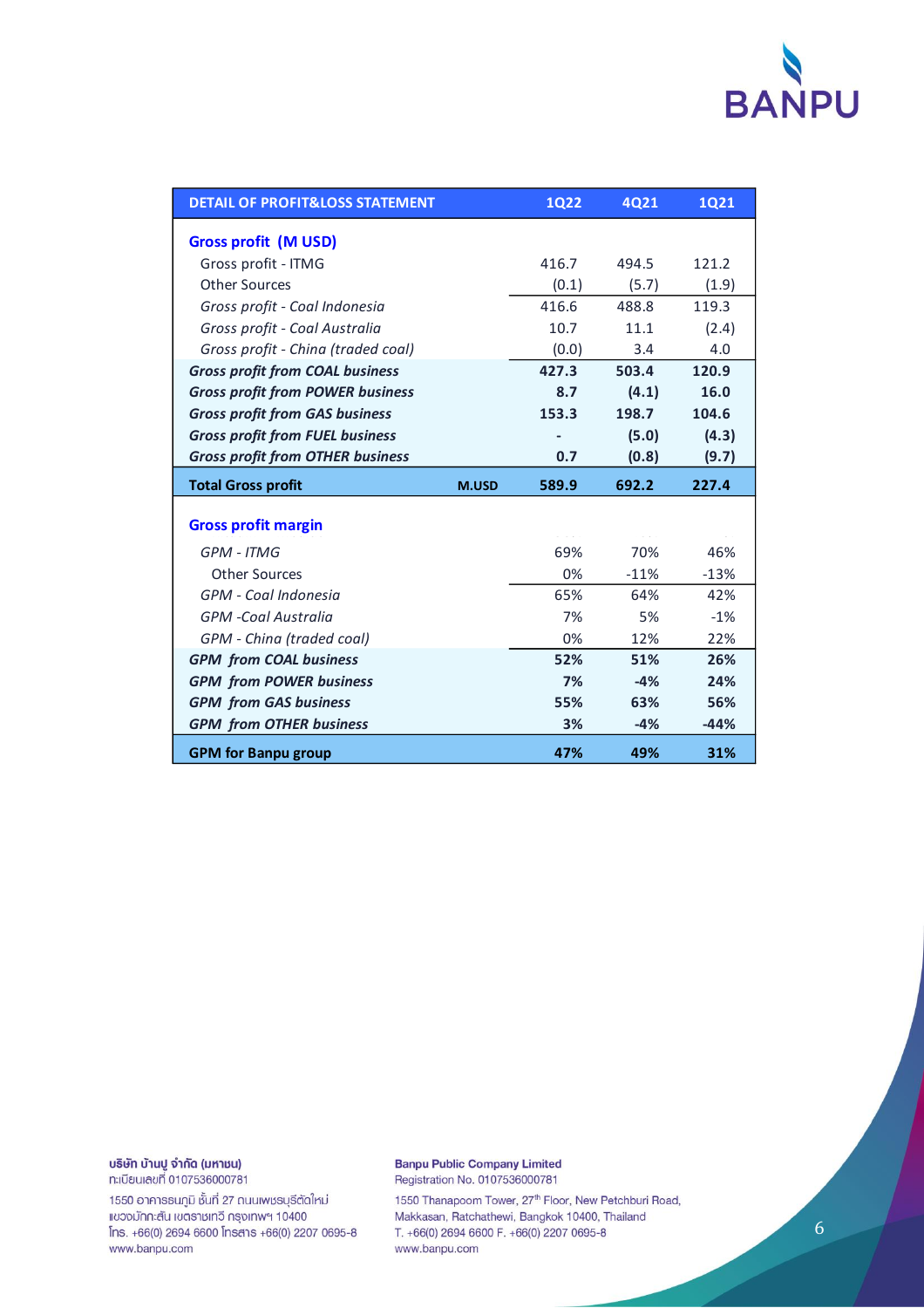| DETAIL OF PROFIT&LOSS STATEMENT | | 1Q22 | 4Q21 | 1Q21 |
|---|---|---|---|---|
| **Gross profit (M USD)** | | | | |
| Gross profit - ITMG | | 416.7 | 494.5 | 121.2 |
| Other Sources | | (0.1) | (5.7) | (1.9) |
| *Gross profit - Coal Indonesia* | | 416.6 | 488.8 | 119.3 |
| *Gross profit - Coal Australia* | | 10.7 | 11.1 | (2.4) |
| *Gross profit - China (traded coal)* | | (0.0) | 3.4 | 4.0 |
| ***Gross profit from COAL business*** | | **427.3** | **503.4** | **120.9** |
| ***Gross profit from POWER business*** | | **8.7** | **(4.1)** | **16.0** |
| ***Gross profit from GAS business*** | | **153.3** | **198.7** | **104.6** |
| ***Gross profit from FUEL business*** | | **-** | **(5.0)** | **(4.3)** |
| ***Gross profit from OTHER business*** | | **0.7** | **(0.8)** | **(9.7)** |
| **Total Gross profit** | **M.USD** | **589.9** | **692.2** | **227.4** |
| **Gross profit margin** | | | | |
| *GPM - ITMG* | | 69% | 70% | 46% |
| Other Sources | | 0% | -11% | -13% |
| *GPM - Coal Indonesia* | | 65% | 64% | 42% |
| *GPM -Coal Australia* | | 7% | 5% | -1% |
| *GPM - China (traded coal)* | | 0% | 12% | 22% |
| ***GPM from COAL business*** | | **52%** | **51%** | **26%** |
| ***GPM from POWER business*** | | **7%** | **-4%** | **24%** |
| ***GPM from GAS business*** | | **55%** | **63%** | **56%** |
| ***GPM from OTHER business*** | | **3%** | **-4%** | **-44%** |
| **GPM for Banpu group** | | **47%** | **49%** | **31%** |